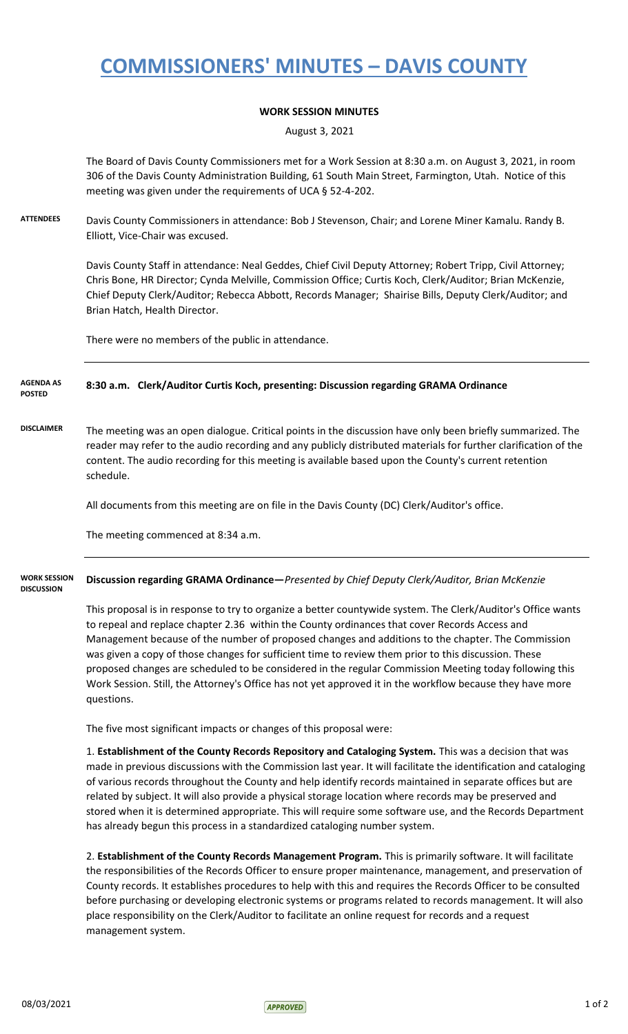# COMMISSIONERS' MINUTES – DAVIS COUNTY

**WORK SESSION MINUTES**

August 3, 2021

The Board of Davis County Commissioners met for a Work Session at 8:30 a.m. on August 3, 2021, in room 306 of the Davis County Administration Building, 61 South Main Street, Farmington, Utah. Notice of this meeting was given under the requirements of UCA § 52-4-202.

**ATTENDEES**

Davis County Commissioners in attendance: Bob J Stevenson, Chair; and Lorene Miner Kamalu. Randy B. Elliott, Vice-Chair was excused.

Davis County Staff in attendance: Neal Geddes, Chief Civil Deputy Attorney; Robert Tripp, Civil Attorney; Chris Bone, HR Director; Cynda Melville, Commission Office; Curtis Koch, Clerk/Auditor; Brian McKenzie, Chief Deputy Clerk/Auditor; Rebecca Abbott, Records Manager; Shairise Bills, Deputy Clerk/Auditor; and Brian Hatch, Health Director.

There were no members of the public in attendance.

---

**AGENDA AS POSTED**

**8:30 a.m. Clerk/Auditor Curtis Koch, presenting: Discussion regarding GRAMA Ordinance**

**DISCLAIMER**

The meeting was an open dialogue. Critical points in the discussion have only been briefly summarized. The reader may refer to the audio recording and any publicly distributed materials for further clarification of the content. The audio recording for this meeting is available based upon the County's current retention schedule.

All documents from this meeting are on file in the Davis County (DC) Clerk/Auditor's office.

The meeting commenced at 8:34 a.m.

---

**WORK SESSION DISCUSSION**

**Discussion regarding GRAMA Ordinance—***Presented by Chief Deputy Clerk/Auditor, Brian McKenzie*

This proposal is in response to try to organize a better countywide system. The Clerk/Auditor's Office wants to repeal and replace chapter 2.36 within the County ordinances that cover Records Access and Management because of the number of proposed changes and additions to the chapter. The Commission was given a copy of those changes for sufficient time to review them prior to this discussion. These proposed changes are scheduled to be considered in the regular Commission Meeting today following this Work Session. Still, the Attorney's Office has not yet approved it in the workflow because they have more questions.

The five most significant impacts or changes of this proposal were:

1. **Establishment of the County Records Repository and Cataloging System.** This was a decision that was made in previous discussions with the Commission last year. It will facilitate the identification and cataloging of various records throughout the County and help identify records maintained in separate offices but are related by subject. It will also provide a physical storage location where records may be preserved and stored when it is determined appropriate. This will require some software use, and the Records Department has already begun this process in a standardized cataloging number system.

2. **Establishment of the County Records Management Program.** This is primarily software. It will facilitate the responsibilities of the Records Officer to ensure proper maintenance, management, and preservation of County records. It establishes procedures to help with this and requires the Records Officer to be consulted before purchasing or developing electronic systems or programs related to records management. It will also place responsibility on the Clerk/Auditor to facilitate an online request for records and a request management system.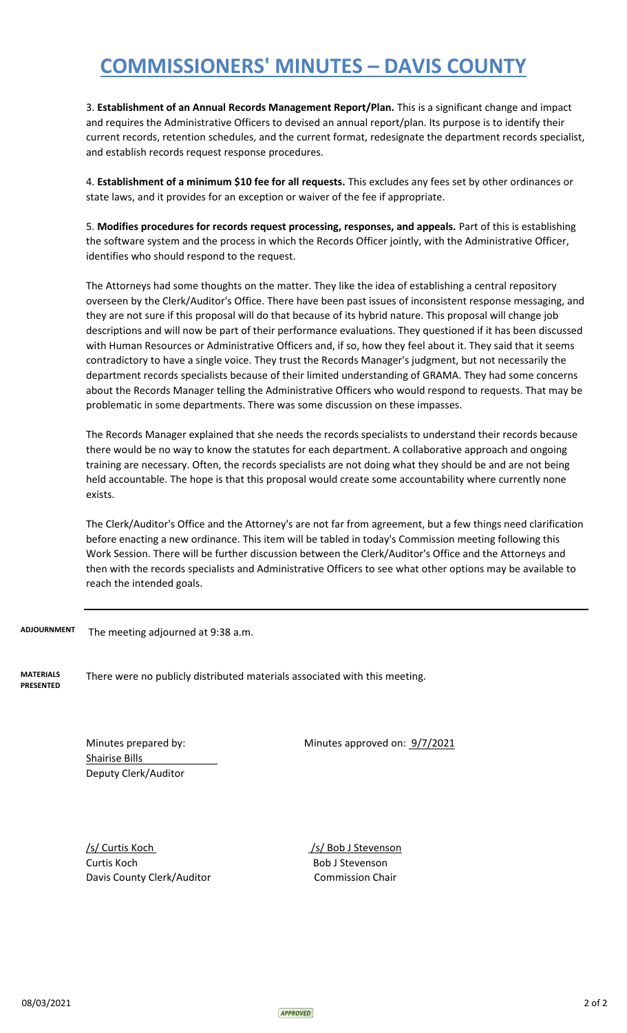# COMMISSIONERS' MINUTES – DAVIS COUNTY

3. **Establishment of an Annual Records Management Report/Plan.** This is a significant change and impact and requires the Administrative Officers to devised an annual report/plan. Its purpose is to identify their current records, retention schedules, and the current format, redesignate the department records specialist, and establish records request response procedures.

4. **Establishment of a minimum $10 fee for all requests.** This excludes any fees set by other ordinances or state laws, and it provides for an exception or waiver of the fee if appropriate.

5. **Modifies procedures for records request processing, responses, and appeals.** Part of this is establishing the software system and the process in which the Records Officer jointly, with the Administrative Officer, identifies who should respond to the request.

The Attorneys had some thoughts on the matter. They like the idea of establishing a central repository overseen by the Clerk/Auditor's Office. There have been past issues of inconsistent response messaging, and they are not sure if this proposal will do that because of its hybrid nature. This proposal will change job descriptions and will now be part of their performance evaluations. They questioned if it has been discussed with Human Resources or Administrative Officers and, if so, how they feel about it. They said that it seems contradictory to have a single voice. They trust the Records Manager's judgment, but not necessarily the department records specialists because of their limited understanding of GRAMA. They had some concerns about the Records Manager telling the Administrative Officers who would respond to requests. That may be problematic in some departments. There was some discussion on these impasses.

The Records Manager explained that she needs the records specialists to understand their records because there would be no way to know the statutes for each department. A collaborative approach and ongoing training are necessary. Often, the records specialists are not doing what they should be and are not being held accountable. The hope is that this proposal would create some accountability where currently none exists.

The Clerk/Auditor's Office and the Attorney's are not far from agreement, but a few things need clarification before enacting a new ordinance. This item will be tabled in today's Commission meeting following this Work Session. There will be further discussion between the Clerk/Auditor's Office and the Attorneys and then with the records specialists and Administrative Officers to see what other options may be available to reach the intended goals.

---

**ADJOURNMENT** The meeting adjourned at 9:38 a.m.

**MATERIALS PRESENTED** There were no publicly distributed materials associated with this meeting.

Minutes prepared by:
Shairise Bills
Deputy Clerk/Auditor

Minutes approved on: 9/7/2021

/s/ Curtis Koch
Curtis Koch
Davis County Clerk/Auditor

/s/ Bob J Stevenson
Bob J Stevenson
Commission Chair

08/03/2021

APPROVED